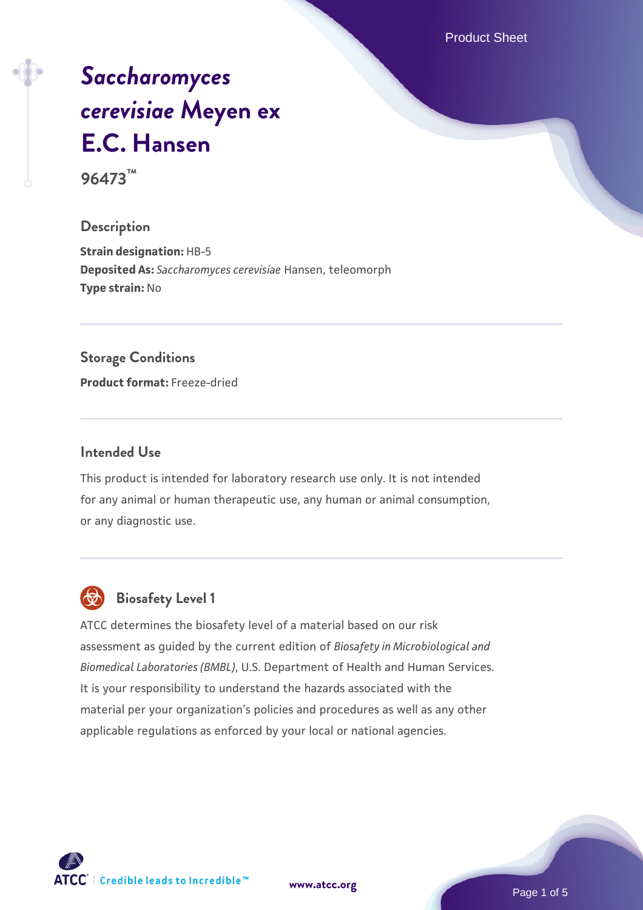# *Saccharomyces cerevisiae* Meyen ex E.C. Hansen

**96473™**

## Description

**Strain designation:** HB-5
**Deposited As:** *Saccharomyces cerevisiae* Hansen, teleomorph
**Type strain:** No

## Storage Conditions

**Product format:** Freeze-dried

## Intended Use

This product is intended for laboratory research use only. It is not intended for any animal or human therapeutic use, any human or animal consumption, or any diagnostic use.

## Biosafety Level 1

ATCC determines the biosafety level of a material based on our risk assessment as guided by the current edition of *Biosafety in Microbiological and Biomedical Laboratories (BMBL)*, U.S. Department of Health and Human Services. It is your responsibility to understand the hazards associated with the material per your organization's policies and procedures as well as any other applicable regulations as enforced by your local or national agencies.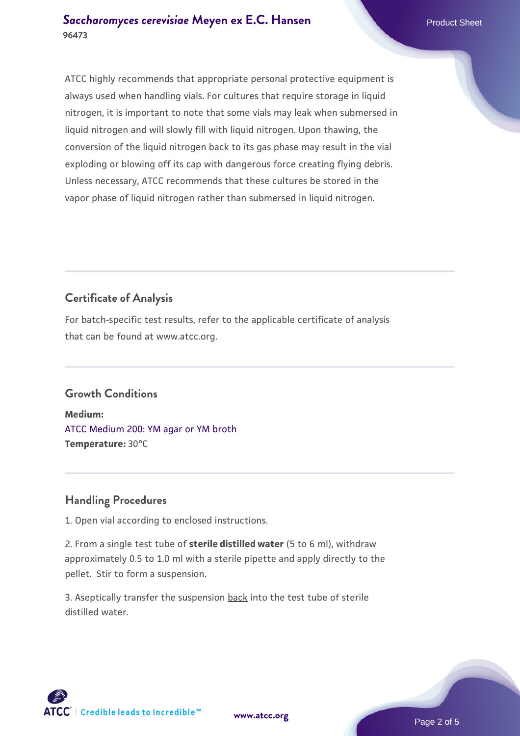ATCC highly recommends that appropriate personal protective equipment is always used when handling vials. For cultures that require storage in liquid nitrogen, it is important to note that some vials may leak when submersed in liquid nitrogen and will slowly fill with liquid nitrogen. Upon thawing, the conversion of the liquid nitrogen back to its gas phase may result in the vial exploding or blowing off its cap with dangerous force creating flying debris. Unless necessary, ATCC recommends that these cultures be stored in the vapor phase of liquid nitrogen rather than submersed in liquid nitrogen.

## Certificate of Analysis

For batch-specific test results, refer to the applicable certificate of analysis that can be found at www.atcc.org.

## Growth Conditions

**Medium:**
ATCC Medium 200: YM agar or YM broth
**Temperature:** 30°C

## Handling Procedures

1. Open vial according to enclosed instructions.

2. From a single test tube of **sterile distilled water** (5 to 6 ml), withdraw approximately 0.5 to 1.0 ml with a sterile pipette and apply directly to the pellet. Stir to form a suspension.

3. Aseptically transfer the suspension back into the test tube of sterile distilled water.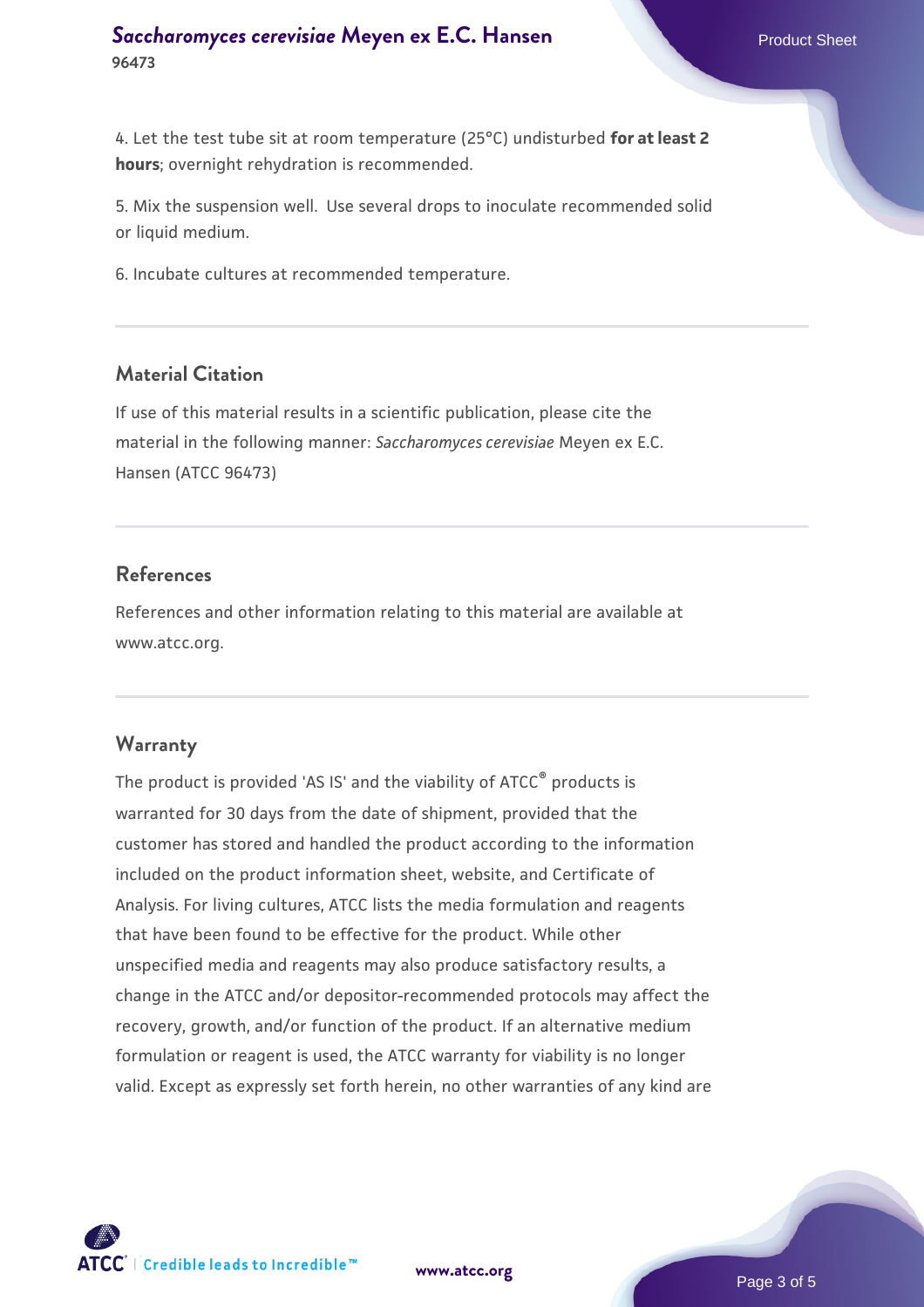4. Let the test tube sit at room temperature (25°C) undisturbed **for at least 2 hours**; overnight rehydration is recommended.

5. Mix the suspension well. Use several drops to inoculate recommended solid or liquid medium.

6. Incubate cultures at recommended temperature.

## Material Citation

If use of this material results in a scientific publication, please cite the material in the following manner: *Saccharomyces cerevisiae* Meyen ex E.C. Hansen (ATCC 96473)

## References

References and other information relating to this material are available at www.atcc.org.

## Warranty

The product is provided 'AS IS' and the viability of ATCC® products is warranted for 30 days from the date of shipment, provided that the customer has stored and handled the product according to the information included on the product information sheet, website, and Certificate of Analysis. For living cultures, ATCC lists the media formulation and reagents that have been found to be effective for the product. While other unspecified media and reagents may also produce satisfactory results, a change in the ATCC and/or depositor-recommended protocols may affect the recovery, growth, and/or function of the product. If an alternative medium formulation or reagent is used, the ATCC warranty for viability is no longer valid. Except as expressly set forth herein, no other warranties of any kind are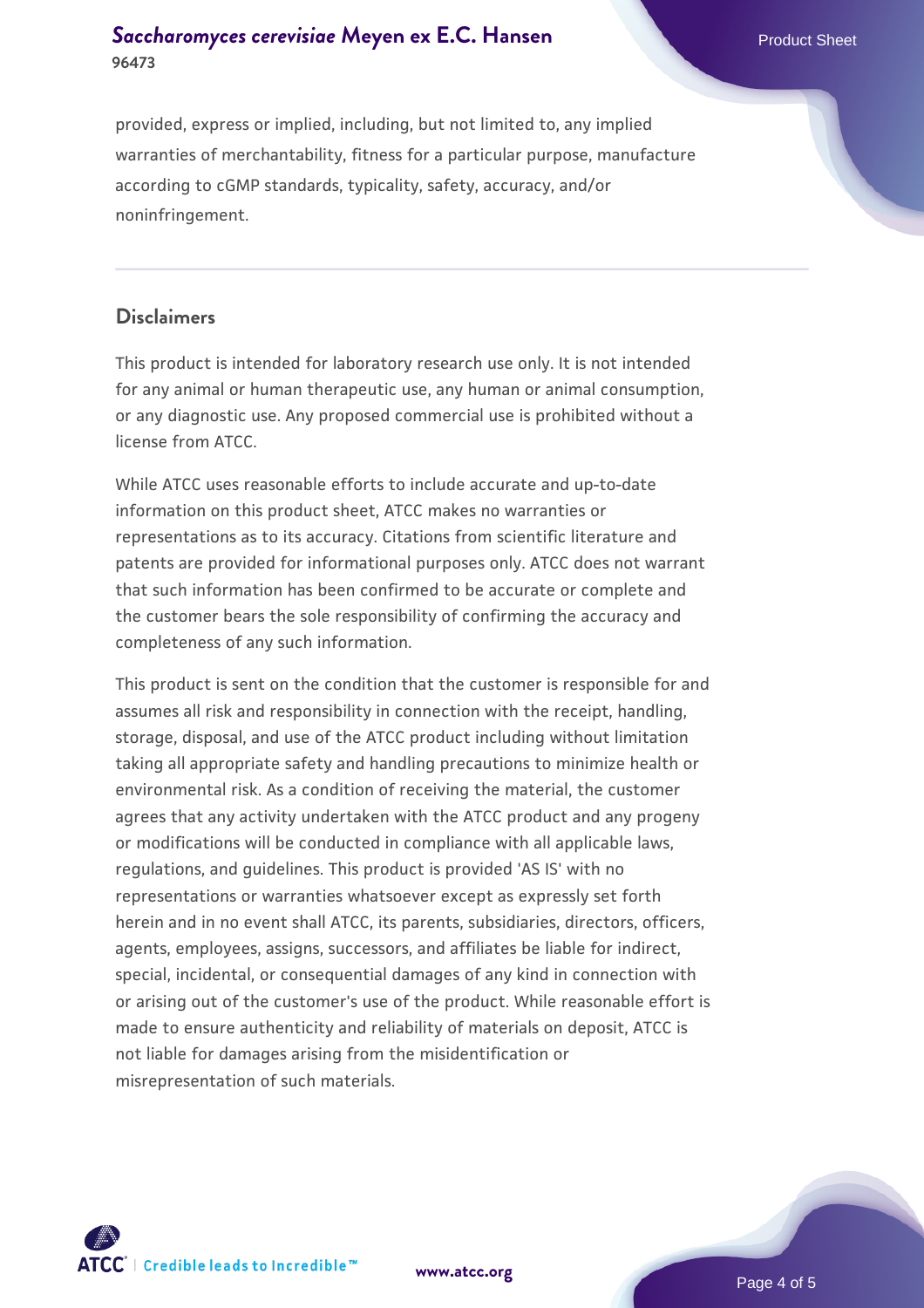provided, express or implied, including, but not limited to, any implied warranties of merchantability, fitness for a particular purpose, manufacture according to cGMP standards, typicality, safety, accuracy, and/or noninfringement.

## Disclaimers

This product is intended for laboratory research use only. It is not intended for any animal or human therapeutic use, any human or animal consumption, or any diagnostic use. Any proposed commercial use is prohibited without a license from ATCC.

While ATCC uses reasonable efforts to include accurate and up-to-date information on this product sheet, ATCC makes no warranties or representations as to its accuracy. Citations from scientific literature and patents are provided for informational purposes only. ATCC does not warrant that such information has been confirmed to be accurate or complete and the customer bears the sole responsibility of confirming the accuracy and completeness of any such information.

This product is sent on the condition that the customer is responsible for and assumes all risk and responsibility in connection with the receipt, handling, storage, disposal, and use of the ATCC product including without limitation taking all appropriate safety and handling precautions to minimize health or environmental risk. As a condition of receiving the material, the customer agrees that any activity undertaken with the ATCC product and any progeny or modifications will be conducted in compliance with all applicable laws, regulations, and guidelines. This product is provided 'AS IS' with no representations or warranties whatsoever except as expressly set forth herein and in no event shall ATCC, its parents, subsidiaries, directors, officers, agents, employees, assigns, successors, and affiliates be liable for indirect, special, incidental, or consequential damages of any kind in connection with or arising out of the customer's use of the product. While reasonable effort is made to ensure authenticity and reliability of materials on deposit, ATCC is not liable for damages arising from the misidentification or misrepresentation of such materials.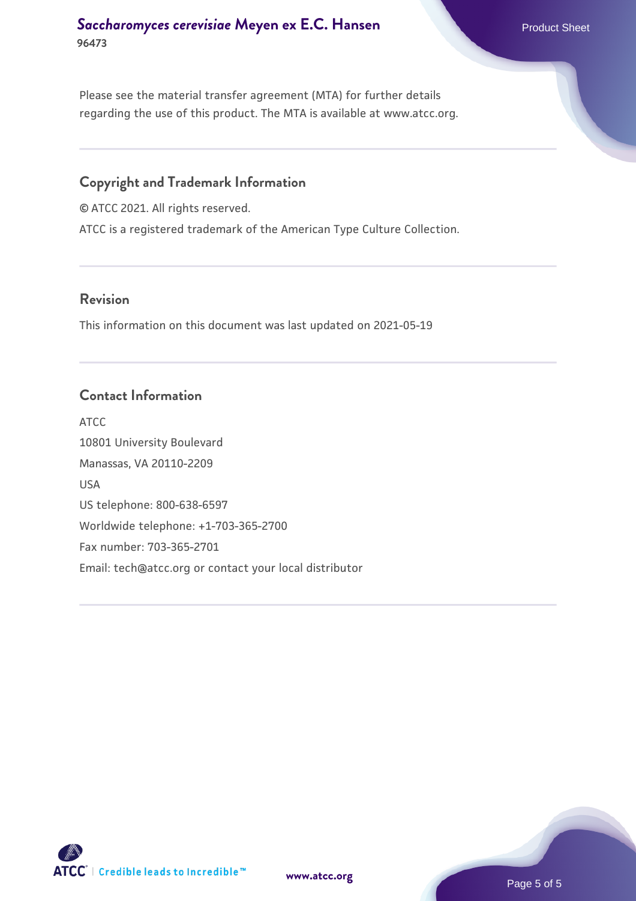Please see the material transfer agreement (MTA) for further details regarding the use of this product. The MTA is available at www.atcc.org.

## Copyright and Trademark Information

© ATCC 2021. All rights reserved.

ATCC is a registered trademark of the American Type Culture Collection.

## Revision

This information on this document was last updated on 2021-05-19

## Contact Information

ATCC
10801 University Boulevard
Manassas, VA 20110-2209
USA
US telephone: 800-638-6597
Worldwide telephone: +1-703-365-2700
Fax number: 703-365-2701
Email: tech@atcc.org or contact your local distributor